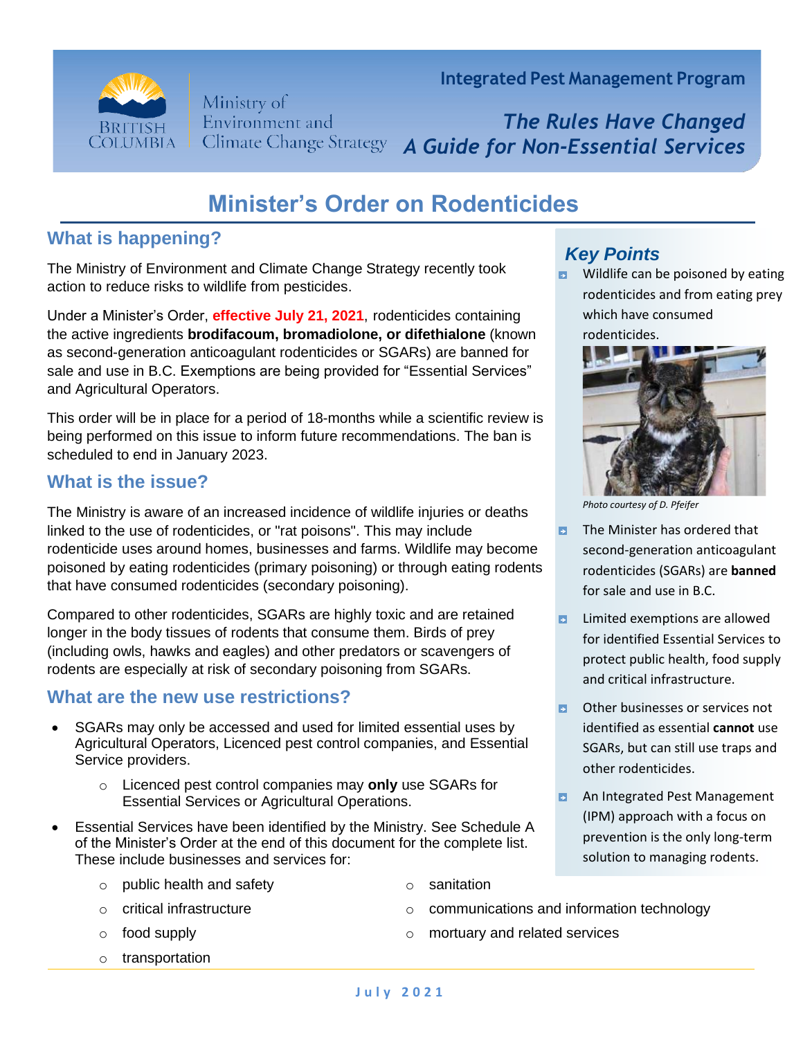Integrated Pest Management Program

Ministry of Environment and Climate Change Strategy

*The Rules Have Changed*
*A Guide for Non-Essential Services*

# Minister's Order on Rodenticides

## What is happening?

The Ministry of Environment and Climate Change Strategy recently took action to reduce risks to wildlife from pesticides.

Under a Minister's Order, **effective July 21, 2021**, rodenticides containing the active ingredients **brodifacoum, bromadiolone, or difethialone** (known as second-generation anticoagulant rodenticides or SGARs) are banned for sale and use in B.C. Exemptions are being provided for "Essential Services" and Agricultural Operators.

This order will be in place for a period of 18-months while a scientific review is being performed on this issue to inform future recommendations. The ban is scheduled to end in January 2023.

## What is the issue?

The Ministry is aware of an increased incidence of wildlife injuries or deaths linked to the use of rodenticides, or "rat poisons". This may include rodenticide uses around homes, businesses and farms. Wildlife may become poisoned by eating rodenticides (primary poisoning) or through eating rodents that have consumed rodenticides (secondary poisoning).

Compared to other rodenticides, SGARs are highly toxic and are retained longer in the body tissues of rodents that consume them. Birds of prey (including owls, hawks and eagles) and other predators or scavengers of rodents are especially at risk of secondary poisoning from SGARs.

## What are the new use restrictions?

- SGARs may only be accessed and used for limited essential uses by Agricultural Operators, Licenced pest control companies, and Essential Service providers.
  - Licenced pest control companies may **only** use SGARs for Essential Services or Agricultural Operations.
- Essential Services have been identified by the Ministry. See Schedule A of the Minister's Order at the end of this document for the complete list. These include businesses and services for:
  - public health and safety
  - critical infrastructure
  - food supply
  - transportation
  - sanitation
  - communications and information technology
  - mortuary and related services

## *Key Points*

- Wildlife can be poisoned by eating rodenticides and from eating prey which have consumed rodenticides.

*Photo courtesy of D. Pfeifer*

- The Minister has ordered that second-generation anticoagulant rodenticides (SGARs) are **banned** for sale and use in B.C.
- Limited exemptions are allowed for identified Essential Services to protect public health, food supply and critical infrastructure.
- Other businesses or services not identified as essential **cannot** use SGARs, but can still use traps and other rodenticides.
- An Integrated Pest Management (IPM) approach with a focus on prevention is the only long-term solution to managing rodents.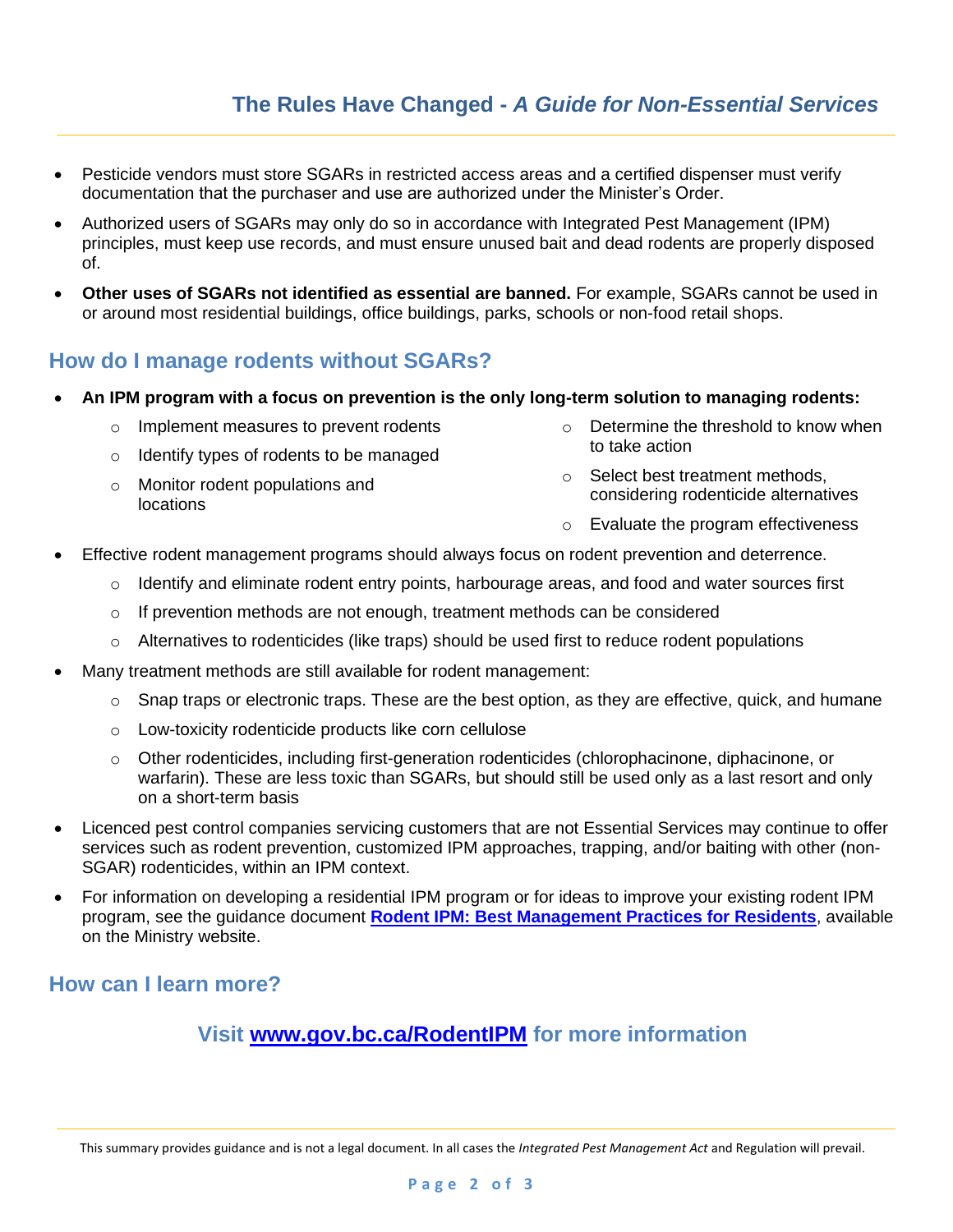- Pesticide vendors must store SGARs in restricted access areas and a certified dispenser must verify documentation that the purchaser and use are authorized under the Minister's Order.
- Authorized users of SGARs may only do so in accordance with Integrated Pest Management (IPM) principles, must keep use records, and must ensure unused bait and dead rodents are properly disposed of.
- **Other uses of SGARs not identified as essential are banned.** For example, SGARs cannot be used in or around most residential buildings, office buildings, parks, schools or non-food retail shops.

## How do I manage rodents without SGARs?

- **An IPM program with a focus on prevention is the only long-term solution to managing rodents:**
  - Implement measures to prevent rodents
  - Identify types of rodents to be managed
  - Monitor rodent populations and locations
  - Determine the threshold to know when to take action
  - Select best treatment methods, considering rodenticide alternatives
  - Evaluate the program effectiveness
- Effective rodent management programs should always focus on rodent prevention and deterrence.
  - Identify and eliminate rodent entry points, harbourage areas, and food and water sources first
  - If prevention methods are not enough, treatment methods can be considered
  - Alternatives to rodenticides (like traps) should be used first to reduce rodent populations
- Many treatment methods are still available for rodent management:
  - Snap traps or electronic traps. These are the best option, as they are effective, quick, and humane
  - Low-toxicity rodenticide products like corn cellulose
  - Other rodenticides, including first-generation rodenticides (chlorophacinone, diphacinone, or warfarin). These are less toxic than SGARs, but should still be used only as a last resort and only on a short-term basis
- Licenced pest control companies servicing customers that are not Essential Services may continue to offer services such as rodent prevention, customized IPM approaches, trapping, and/or baiting with other (non-SGAR) rodenticides, within an IPM context.
- For information on developing a residential IPM program or for ideas to improve your existing rodent IPM program, see the guidance document **Rodent IPM: Best Management Practices for Residents**, available on the Ministry website.

## How can I learn more?

### Visit www.gov.bc.ca/RodentIPM for more information

This summary provides guidance and is not a legal document. In all cases the *Integrated Pest Management Act* and Regulation will prevail.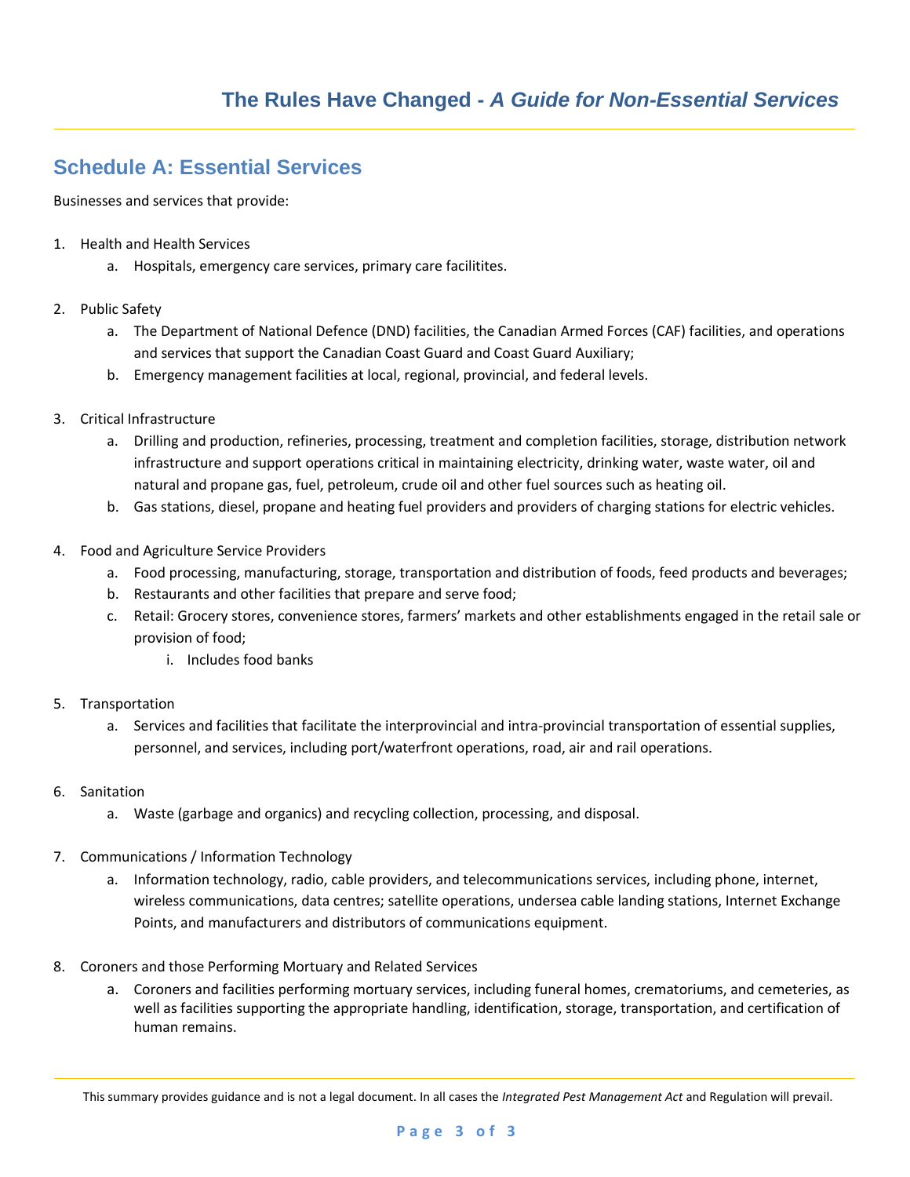## Schedule A: Essential Services

Businesses and services that provide:

1. Health and Health Services
    a. Hospitals, emergency care services, primary care facilitites.

2. Public Safety
    a. The Department of National Defence (DND) facilities, the Canadian Armed Forces (CAF) facilities, and operations and services that support the Canadian Coast Guard and Coast Guard Auxiliary;
    b. Emergency management facilities at local, regional, provincial, and federal levels.

3. Critical Infrastructure
    a. Drilling and production, refineries, processing, treatment and completion facilities, storage, distribution network infrastructure and support operations critical in maintaining electricity, drinking water, waste water, oil and natural and propane gas, fuel, petroleum, crude oil and other fuel sources such as heating oil.
    b. Gas stations, diesel, propane and heating fuel providers and providers of charging stations for electric vehicles.

4. Food and Agriculture Service Providers
    a. Food processing, manufacturing, storage, transportation and distribution of foods, feed products and beverages;
    b. Restaurants and other facilities that prepare and serve food;
    c. Retail: Grocery stores, convenience stores, farmers' markets and other establishments engaged in the retail sale or provision of food;
        i. Includes food banks

5. Transportation
    a. Services and facilities that facilitate the interprovincial and intra-provincial transportation of essential supplies, personnel, and services, including port/waterfront operations, road, air and rail operations.

6. Sanitation
    a. Waste (garbage and organics) and recycling collection, processing, and disposal.

7. Communications / Information Technology
    a. Information technology, radio, cable providers, and telecommunications services, including phone, internet, wireless communications, data centres; satellite operations, undersea cable landing stations, Internet Exchange Points, and manufacturers and distributors of communications equipment.

8. Coroners and those Performing Mortuary and Related Services
    a. Coroners and facilities performing mortuary services, including funeral homes, crematoriums, and cemeteries, as well as facilities supporting the appropriate handling, identification, storage, transportation, and certification of human remains.

This summary provides guidance and is not a legal document. In all cases the *Integrated Pest Management Act* and Regulation will prevail.